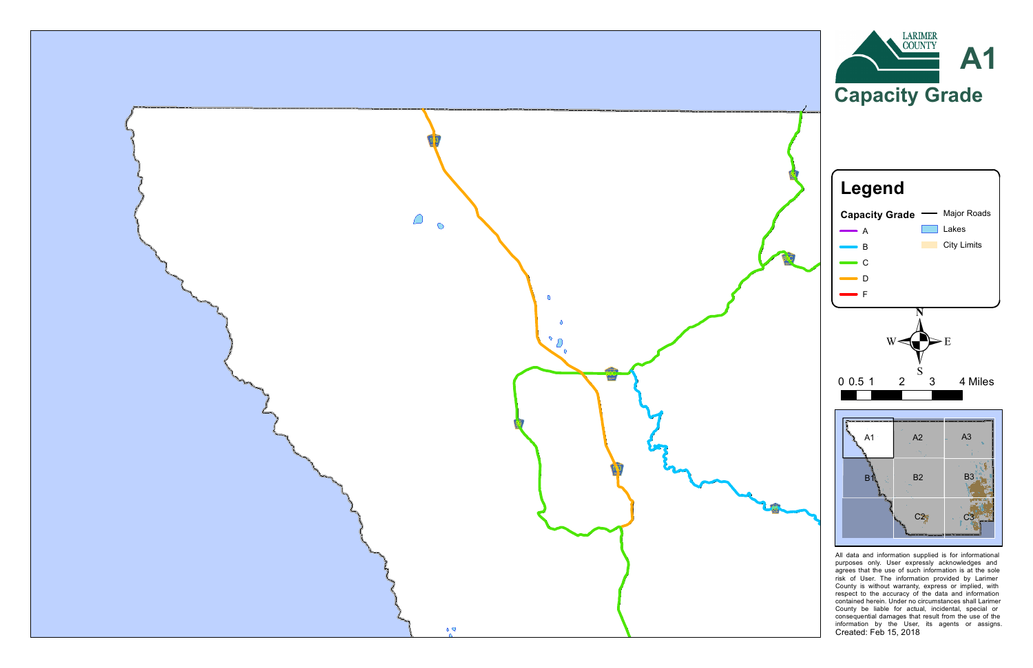LARIMER COUNTY

# A1

## Capacity Grade

### Legend

**Capacity Grade**

- A
- B
- C
- D
- F

- Major Roads
- Lakes
- City Limits

N
W E
S

0 0.5 1 2 3 4 Miles

A1 A2 A3
B1 B2 B3
C2 C3

All data and information supplied is for informational purposes only. User expressly acknowledges and agrees that the use of such information is at the sole risk of User. The information provided by Larimer County is without warranty, express or implied, with respect to the accuracy of the data and information contained herein. Under no circumstances shall Larimer County be liable for actual, incidental, special or consequential damages that result from the use of the information by the User, its agents or assigns.

Created: Feb 15, 2018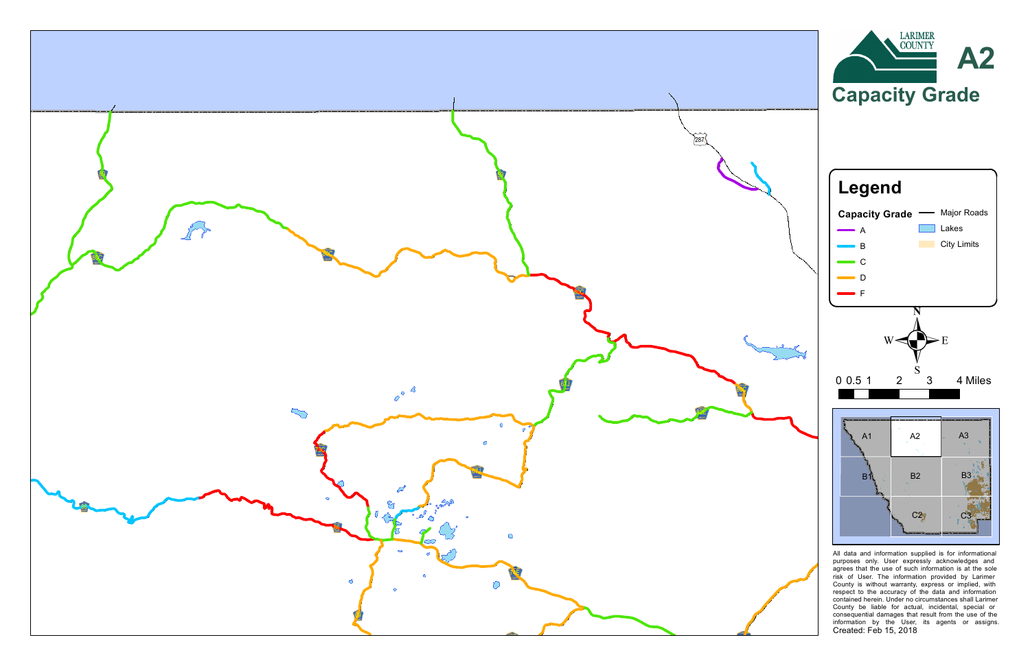# A2

## Capacity Grade

LARIMER COUNTY

### Legend

**Capacity Grade**

- A
- B
- C
- D
- F

- Major Roads
- Lakes
- City Limits

N
W E
S

0 0.5 1 2 3 4 Miles

A1 A2 A3
B1 B2 B3
C2 C3

All data and information supplied is for informational purposes only. User expressly acknowledges and agrees that the use of such information is at the sole risk of User. The information provided by Larimer County is without warranty, express or implied, with respect to the accuracy of the data and information contained herein. Under no circumstances shall Larimer County be liable for actual, incidental, special or consequential damages that result from the use of the information by the User, its agents or assigns.

Created: Feb 15, 2018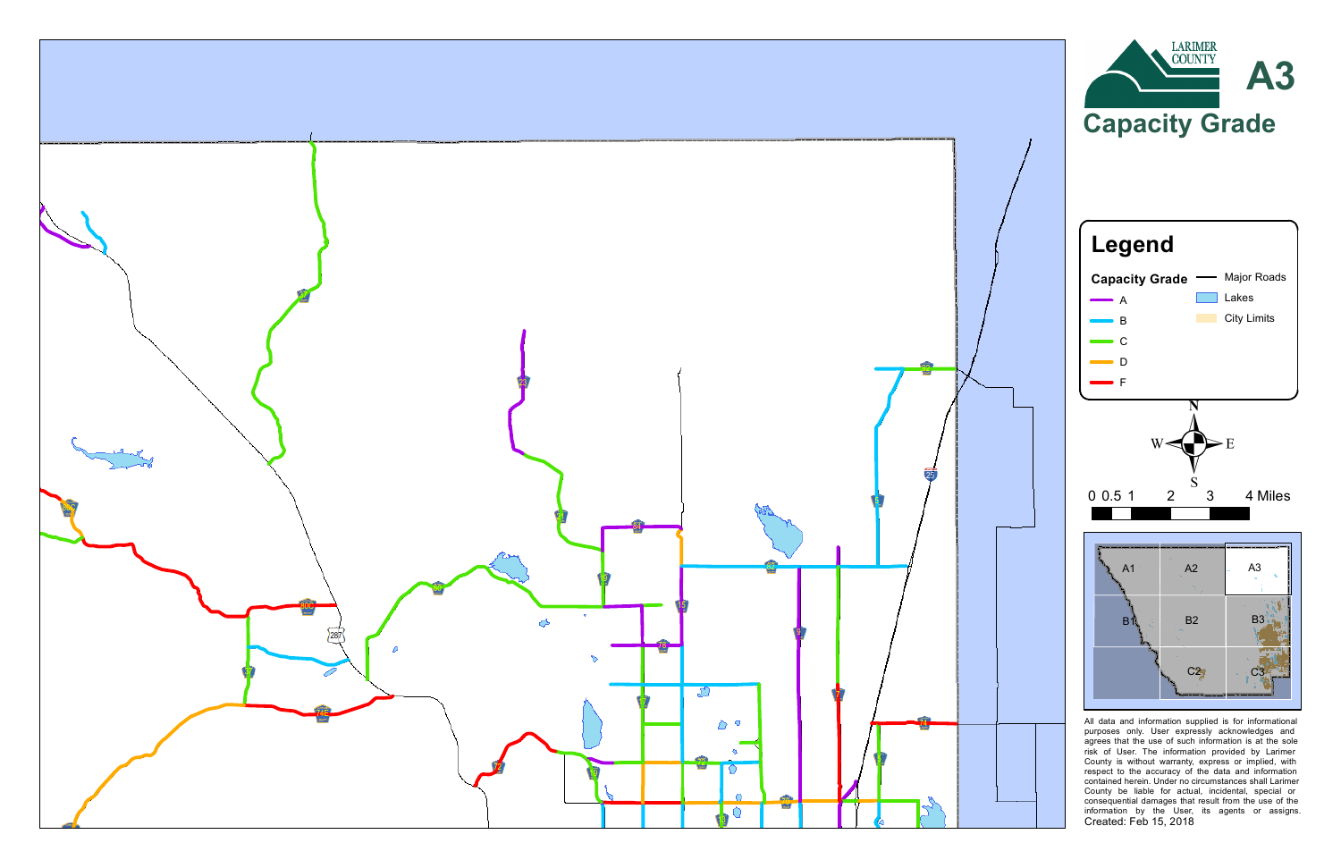# A3

## Capacity Grade

LARIMER COUNTY

### Legend

**Capacity Grade**

- A
- B
- C
- D
- F

- Major Roads
- Lakes
- City Limits

0 0.5 1 2 3 4 Miles

A1 A2 A3 B1 B2 B3 C2 C3

All data and information supplied is for informational purposes only. User expressly acknowledges and agrees that the use of such information is at the sole risk of User. The information provided by Larimer County is without warranty, express or implied, with respect to the accuracy of the data and information contained herein. Under no circumstances shall Larimer County be liable for actual, incidental, special or consequential damages that result from the use of the information by the User, its agents or assigns.

Created: Feb 15, 2018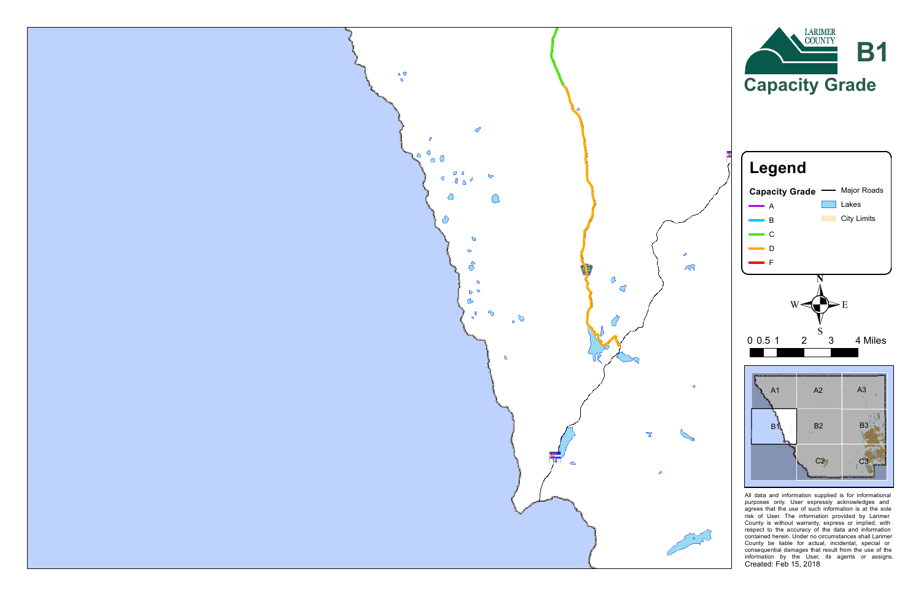# B1

## Capacity Grade

LARIMER COUNTY

## Legend

**Capacity Grade**

- A
- B
- C
- D
- F

- Major Roads
- Lakes
- City Limits

0 0.5 1 2 3 4 Miles

A1 A2 A3
B1 B2 B3
C2 C3

All data and information supplied is for informational purposes only. User expressly acknowledges and agrees that the use of such information is at the sole risk of User. The information provided by Larimer County is without warranty, express or implied, with respect to the accuracy of the data and information contained herein. Under no circumstances shall Larimer County be liable for actual, incidental, special or consequential damages that result from the use of the information by the User, its agents or assigns.

Created: Feb 15, 2018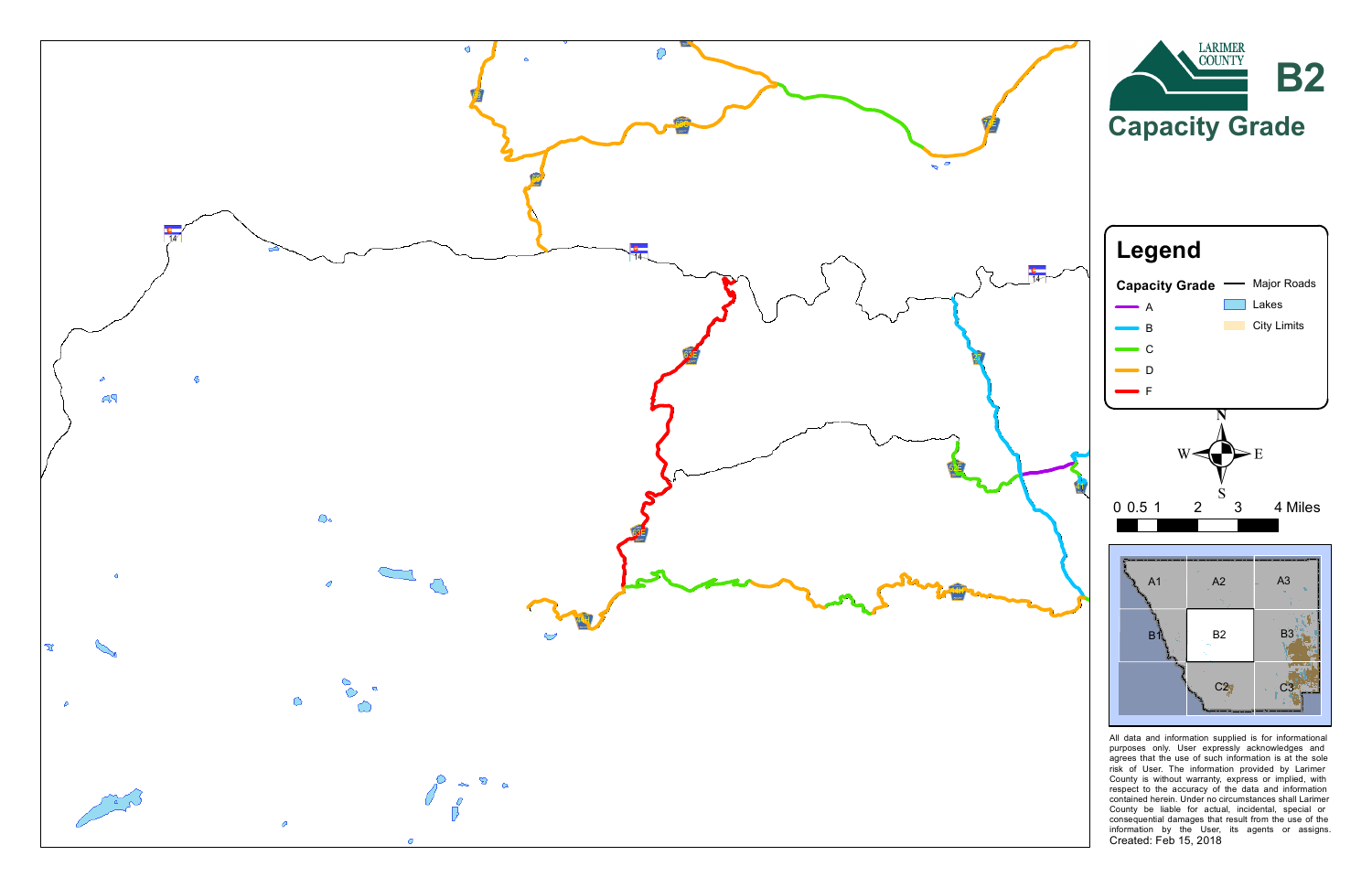# LARIMER COUNTY

# B2

## Capacity Grade

## Legend

**Capacity Grade**

- A
- B
- C
- D
- F

- Major Roads
- Lakes
- City Limits

N S E W

0 0.5 1 2 3 4 Miles

A1 A2 A3
B1 B2 B3
C2 C3

All data and information supplied is for informational purposes only. User expressly acknowledges and agrees that the use of such information is at the sole risk of User. The information provided by Larimer County is without warranty, express or implied, with respect to the accuracy of the data and information contained herein. Under no circumstances shall Larimer County be liable for actual, incidental, special or consequential damages that result from the use of the information by the User, its agents or assigns.

Created: Feb 15, 2018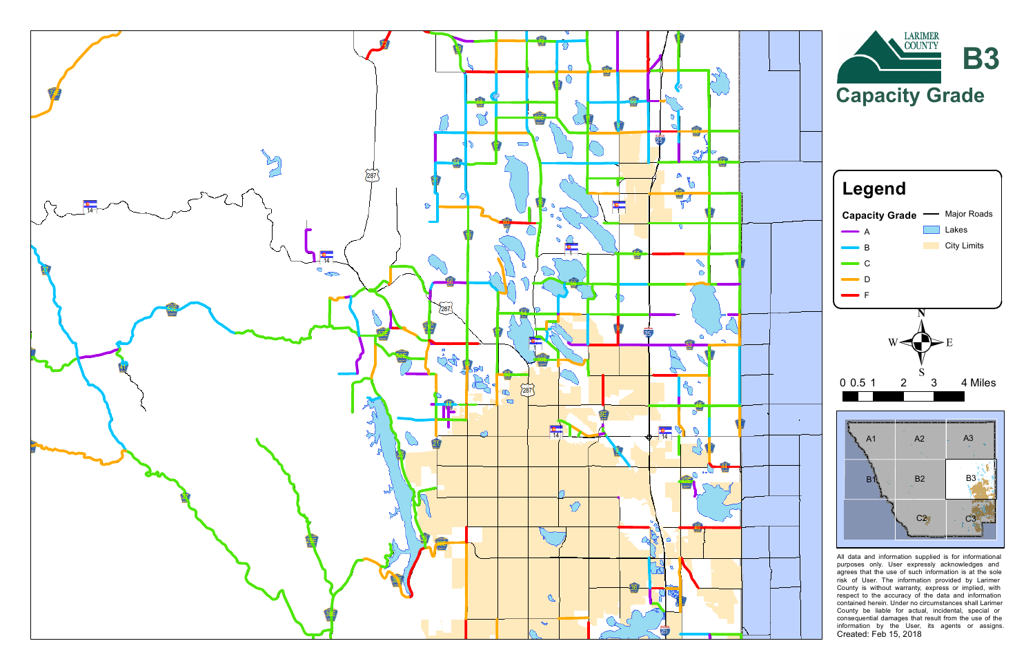# B3

## Capacity Grade

LARIMER COUNTY

## Legend

**Capacity Grade**

- A
- B
- C
- D
- F

- Major Roads
- Lakes
- City Limits

N S W E

0 0.5 1 2 3 4 Miles

A1 A2 A3
B1 B2 B3
C2 C3

All data and information supplied is for informational purposes only. User expressly acknowledges and agrees that the use of such information is at the sole risk of User. The information provided by Larimer County is without warranty, express or implied, with respect to the accuracy of the data and information contained herein. Under no circumstances shall Larimer County be liable for actual, incidental, special or consequential damages that result from the use of the information by the User, its agents or assigns.

Created: Feb 15, 2018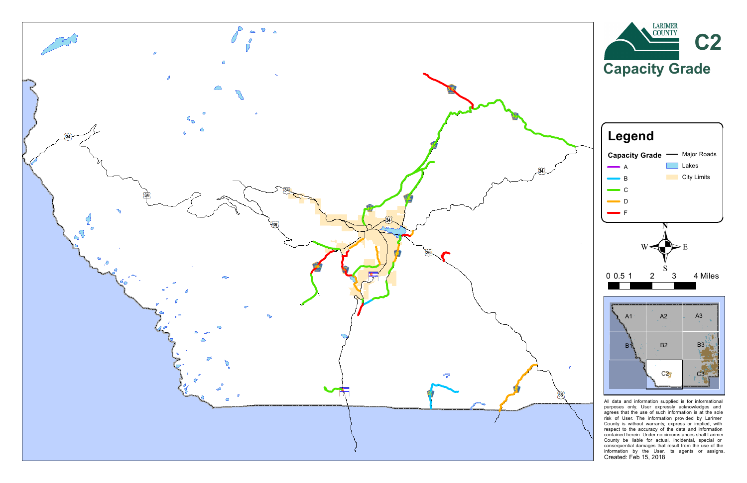LARIMER COUNTY

# C2

## Capacity Grade

## Legend

**Capacity Grade**

- A
- B
- C
- D
- F

- Major Roads
- Lakes
- City Limits

N S W E

0 0.5 1 2 3 4 Miles

A1 A2 A3
B1 B2 B3
C2 C3

All data and information supplied is for informational purposes only. User expressly acknowledges and agrees that the use of such information is at the sole risk of User. The information provided by Larimer County is without warranty, express or implied, with respect to the accuracy of the data and information contained herein. Under no circumstances shall Larimer County be liable for actual, incidental, special or consequential damages that result from the use of the information by the User, its agents or assigns.

Created: Feb 15, 2018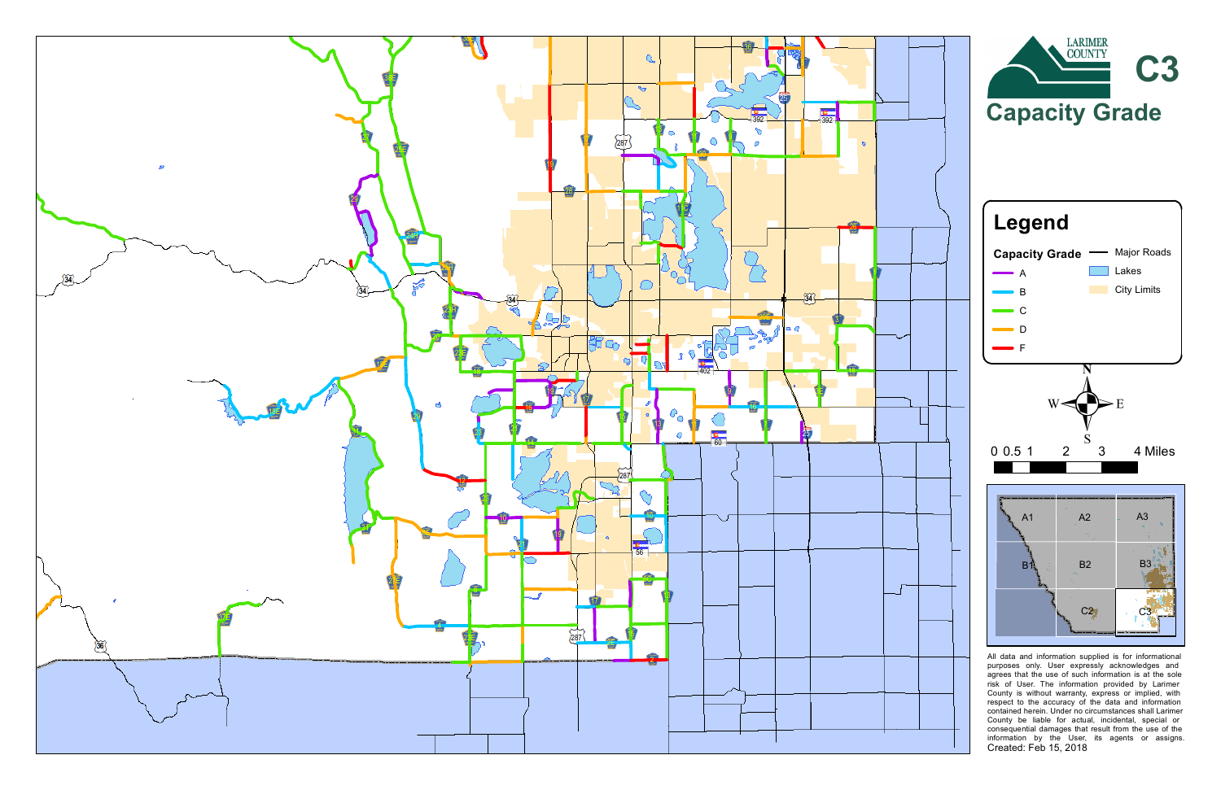LARIMER COUNTY

# C3

## Capacity Grade

### Legend

**Capacity Grade**

- A
- B
- C
- D
- F

Major Roads

Lakes

City Limits

N
W E
S

0 0.5 1 2 3 4 Miles

A1 A2 A3
B1 B2 B3
C2 C3

All data and information supplied is for informational purposes only. User expressly acknowledges and agrees that the use of such information is at the sole risk of User. The information provided by Larimer County is without warranty, express or implied, with respect to the accuracy of the data and information contained herein. Under no circumstances shall Larimer County be liable for actual, incidental, special or consequential damages that result from the use of the information by the User, its agents or assigns.

Created: Feb 15, 2018